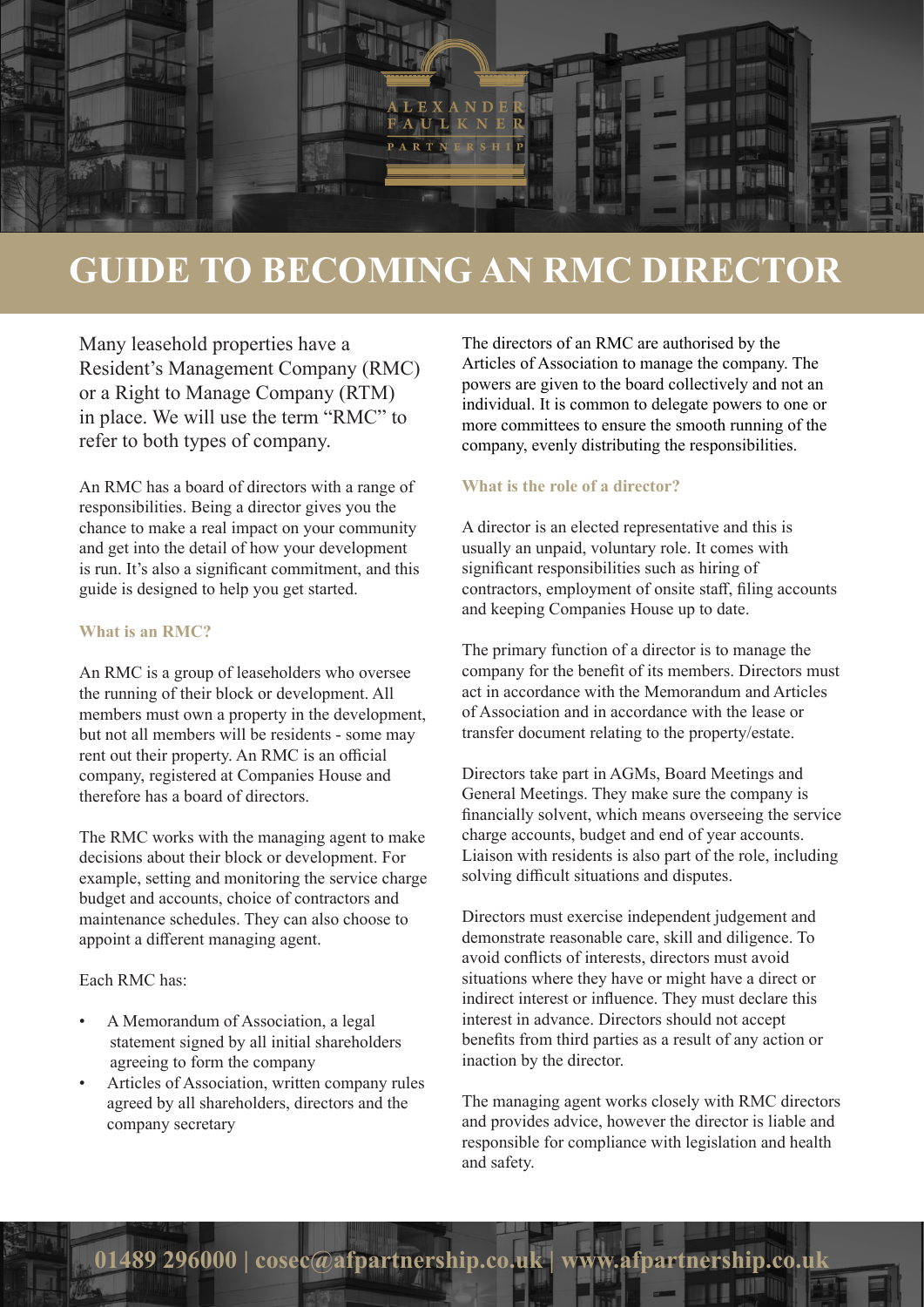# GUIDE TO BECOMING AN RMC DIRECTOR

Many leasehold properties have a Resident's Management Company (RMC) or a Right to Manage Company (RTM) in place. We will use the term "RMC" to refer to both types of company.

An RMC has a board of directors with a range of responsibilities. Being a director gives you the chance to make a real impact on your community and get into the detail of how your development is run. It's also a significant commitment, and this guide is designed to help you get started.

### What is an RMC?

An RMC is a group of leaseholders who oversee the running of their block or development. All members must own a property in the development, but not all members will be residents - some may rent out their property. An RMC is an official company, registered at Companies House and therefore has a board of directors.

The RMC works with the managing agent to make decisions about their block or development. For example, setting and monitoring the service charge budget and accounts, choice of contractors and maintenance schedules. They can also choose to appoint a different managing agent.

Each RMC has:

- A Memorandum of Association, a legal statement signed by all initial shareholders agreeing to form the company
- Articles of Association, written company rules agreed by all shareholders, directors and the company secretary

The directors of an RMC are authorised by the Articles of Association to manage the company. The powers are given to the board collectively and not an individual. It is common to delegate powers to one or more committees to ensure the smooth running of the company, evenly distributing the responsibilities.

### What is the role of a director?

A director is an elected representative and this is usually an unpaid, voluntary role. It comes with significant responsibilities such as hiring of contractors, employment of onsite staff, filing accounts and keeping Companies House up to date.

The primary function of a director is to manage the company for the benefit of its members. Directors must act in accordance with the Memorandum and Articles of Association and in accordance with the lease or transfer document relating to the property/estate.

Directors take part in AGMs, Board Meetings and General Meetings. They make sure the company is financially solvent, which means overseeing the service charge accounts, budget and end of year accounts. Liaison with residents is also part of the role, including solving difficult situations and disputes.

Directors must exercise independent judgement and demonstrate reasonable care, skill and diligence. To avoid conflicts of interests, directors must avoid situations where they have or might have a direct or indirect interest or influence. They must declare this interest in advance. Directors should not accept benefits from third parties as a result of any action or inaction by the director.

The managing agent works closely with RMC directors and provides advice, however the director is liable and responsible for compliance with legislation and health and safety.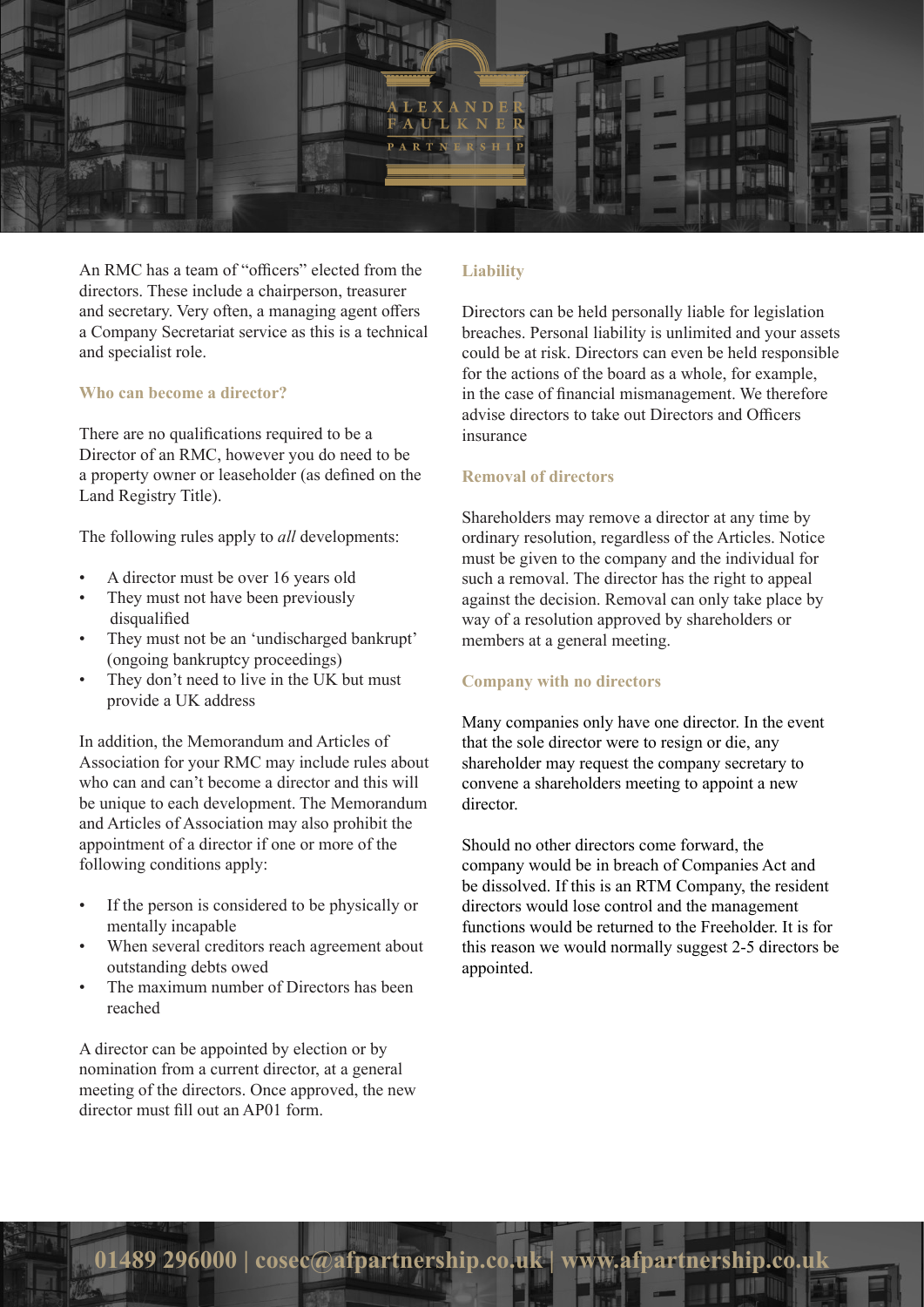An RMC has a team of "officers" elected from the directors. These include a chairperson, treasurer and secretary. Very often, a managing agent offers a Company Secretariat service as this is a technical and specialist role.

### Who can become a director?

There are no qualifications required to be a Director of an RMC, however you do need to be a property owner or leaseholder (as defined on the Land Registry Title).

The following rules apply to *all* developments:

- A director must be over 16 years old
- They must not have been previously disqualified
- They must not be an 'undischarged bankrupt' (ongoing bankruptcy proceedings)
- They don't need to live in the UK but must provide a UK address

In addition, the Memorandum and Articles of Association for your RMC may include rules about who can and can't become a director and this will be unique to each development. The Memorandum and Articles of Association may also prohibit the appointment of a director if one or more of the following conditions apply:

- If the person is considered to be physically or mentally incapable
- When several creditors reach agreement about outstanding debts owed
- The maximum number of Directors has been reached

A director can be appointed by election or by nomination from a current director, at a general meeting of the directors. Once approved, the new director must fill out an AP01 form.

### Liability

Directors can be held personally liable for legislation breaches. Personal liability is unlimited and your assets could be at risk. Directors can even be held responsible for the actions of the board as a whole, for example, in the case of financial mismanagement. We therefore advise directors to take out Directors and Officers insurance

### Removal of directors

Shareholders may remove a director at any time by ordinary resolution, regardless of the Articles. Notice must be given to the company and the individual for such a removal. The director has the right to appeal against the decision. Removal can only take place by way of a resolution approved by shareholders or members at a general meeting.

### Company with no directors

Many companies only have one director. In the event that the sole director were to resign or die, any shareholder may request the company secretary to convene a shareholders meeting to appoint a new director.

Should no other directors come forward, the company would be in breach of Companies Act and be dissolved. If this is an RTM Company, the resident directors would lose control and the management functions would be returned to the Freeholder. It is for this reason we would normally suggest 2-5 directors be appointed.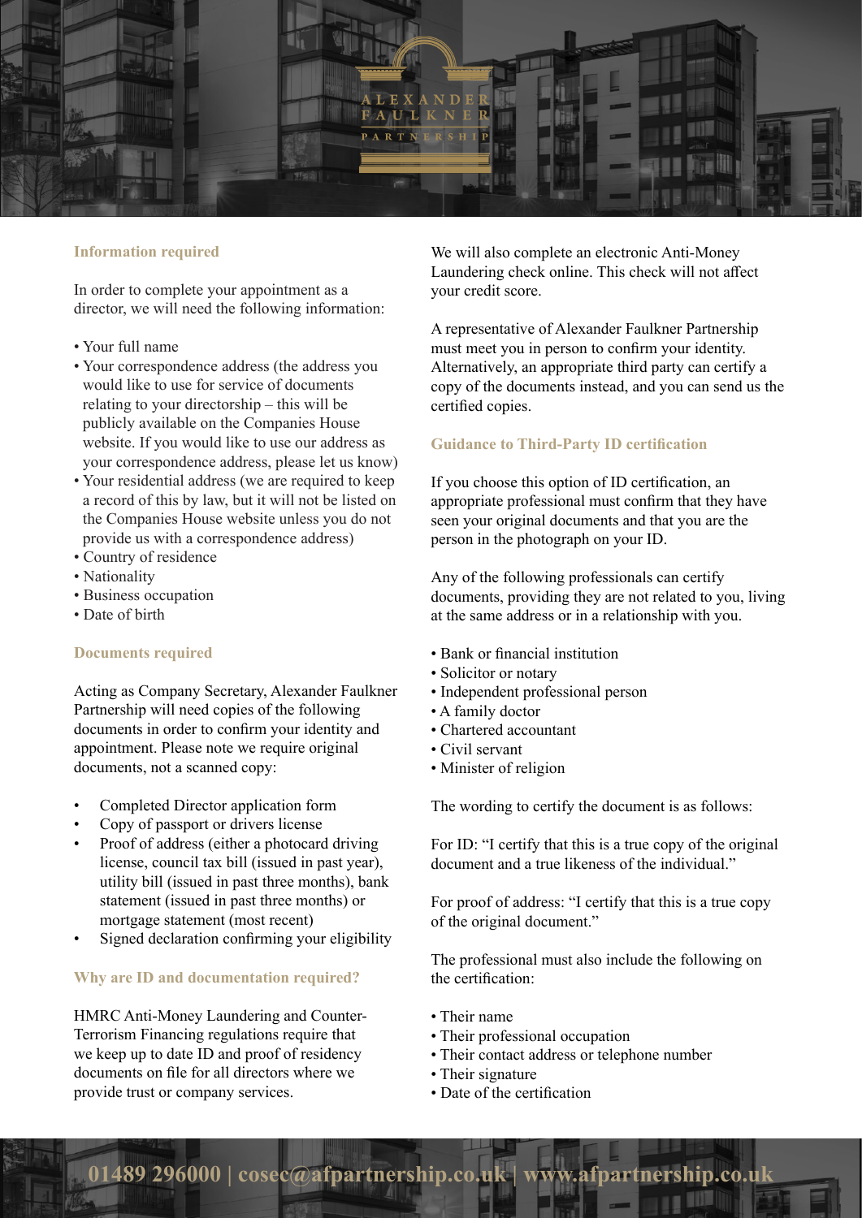## Information required

In order to complete your appointment as a director, we will need the following information:

- Your full name
- Your correspondence address (the address you would like to use for service of documents relating to your directorship – this will be publicly available on the Companies House website. If you would like to use our address as your correspondence address, please let us know)
- Your residential address (we are required to keep a record of this by law, but it will not be listed on the Companies House website unless you do not provide us with a correspondence address)
- Country of residence
- Nationality
- Business occupation
- Date of birth

## Documents required

Acting as Company Secretary, Alexander Faulkner Partnership will need copies of the following documents in order to confirm your identity and appointment. Please note we require original documents, not a scanned copy:

- Completed Director application form
- Copy of passport or drivers license
- Proof of address (either a photocard driving license, council tax bill (issued in past year), utility bill (issued in past three months), bank statement (issued in past three months) or mortgage statement (most recent)
- Signed declaration confirming your eligibility

## Why are ID and documentation required?

HMRC Anti-Money Laundering and Counter-Terrorism Financing regulations require that we keep up to date ID and proof of residency documents on file for all directors where we provide trust or company services.

We will also complete an electronic Anti-Money Laundering check online. This check will not affect your credit score.

A representative of Alexander Faulkner Partnership must meet you in person to confirm your identity. Alternatively, an appropriate third party can certify a copy of the documents instead, and you can send us the certified copies.

## Guidance to Third-Party ID certification

If you choose this option of ID certification, an appropriate professional must confirm that they have seen your original documents and that you are the person in the photograph on your ID.

Any of the following professionals can certify documents, providing they are not related to you, living at the same address or in a relationship with you.

- Bank or financial institution
- Solicitor or notary
- Independent professional person
- A family doctor
- Chartered accountant
- Civil servant
- Minister of religion

The wording to certify the document is as follows:

For ID: "I certify that this is a true copy of the original document and a true likeness of the individual."

For proof of address: "I certify that this is a true copy of the original document."

The professional must also include the following on the certification:

- Their name
- Their professional occupation
- Their contact address or telephone number
- Their signature
- Date of the certification

01489 296000 | cosec@afpartnership.co.uk | www.afpartnership.co.uk